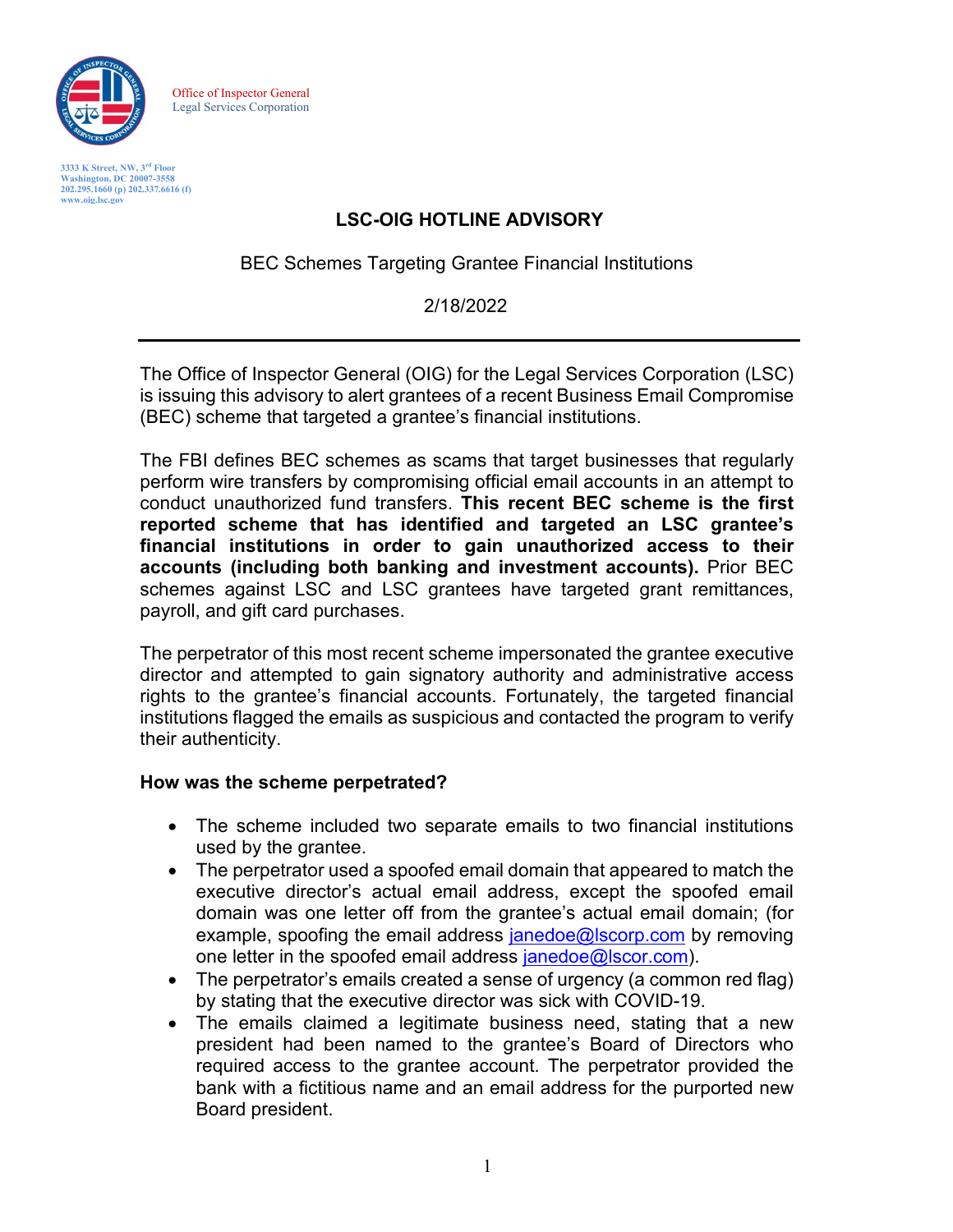Office of Inspector General
Legal Services Corporation

3333 K Street, NW, 3rd Floor
Washington, DC 20007-3558
202.295.1660 (p) 202.337.6616 (f)
www.oig.lsc.gov

# LSC-OIG HOTLINE ADVISORY

BEC Schemes Targeting Grantee Financial Institutions

2/18/2022

---

The Office of Inspector General (OIG) for the Legal Services Corporation (LSC) is issuing this advisory to alert grantees of a recent Business Email Compromise (BEC) scheme that targeted a grantee's financial institutions.

The FBI defines BEC schemes as scams that target businesses that regularly perform wire transfers by compromising official email accounts in an attempt to conduct unauthorized fund transfers. **This recent BEC scheme is the first reported scheme that has identified and targeted an LSC grantee's financial institutions in order to gain unauthorized access to their accounts (including both banking and investment accounts).** Prior BEC schemes against LSC and LSC grantees have targeted grant remittances, payroll, and gift card purchases.

The perpetrator of this most recent scheme impersonated the grantee executive director and attempted to gain signatory authority and administrative access rights to the grantee's financial accounts. Fortunately, the targeted financial institutions flagged the emails as suspicious and contacted the program to verify their authenticity.

**How was the scheme perpetrated?**

- The scheme included two separate emails to two financial institutions used by the grantee.
- The perpetrator used a spoofed email domain that appeared to match the executive director's actual email address, except the spoofed email domain was one letter off from the grantee's actual email domain; (for example, spoofing the email address janedoe@lscorp.com by removing one letter in the spoofed email address janedoe@lscor.com).
- The perpetrator's emails created a sense of urgency (a common red flag) by stating that the executive director was sick with COVID-19.
- The emails claimed a legitimate business need, stating that a new president had been named to the grantee's Board of Directors who required access to the grantee account. The perpetrator provided the bank with a fictitious name and an email address for the purported new Board president.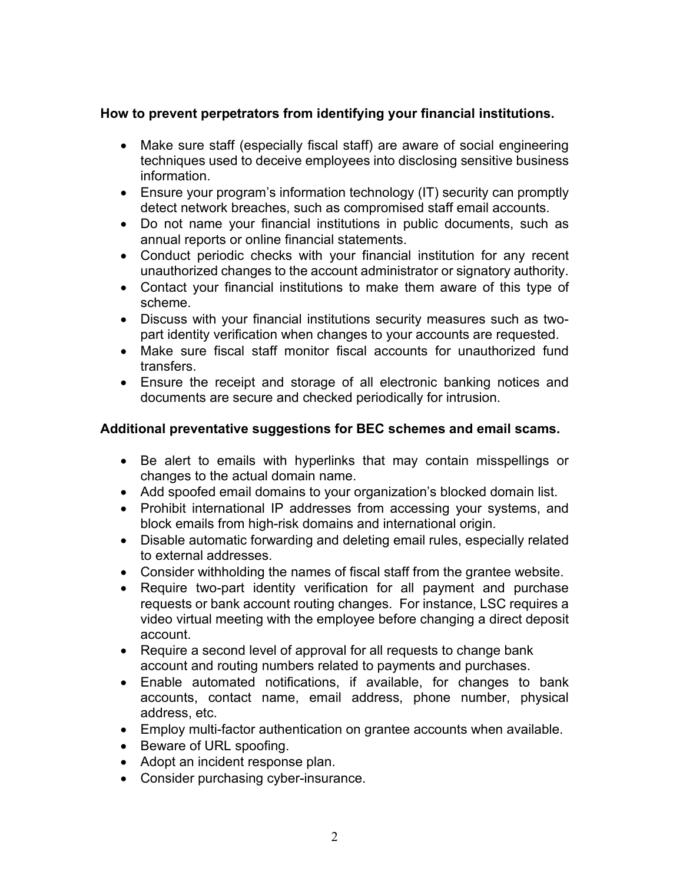**How to prevent perpetrators from identifying your financial institutions.**

- Make sure staff (especially fiscal staff) are aware of social engineering techniques used to deceive employees into disclosing sensitive business information.
- Ensure your program's information technology (IT) security can promptly detect network breaches, such as compromised staff email accounts.
- Do not name your financial institutions in public documents, such as annual reports or online financial statements.
- Conduct periodic checks with your financial institution for any recent unauthorized changes to the account administrator or signatory authority.
- Contact your financial institutions to make them aware of this type of scheme.
- Discuss with your financial institutions security measures such as two-part identity verification when changes to your accounts are requested.
- Make sure fiscal staff monitor fiscal accounts for unauthorized fund transfers.
- Ensure the receipt and storage of all electronic banking notices and documents are secure and checked periodically for intrusion.

**Additional preventative suggestions for BEC schemes and email scams.**

- Be alert to emails with hyperlinks that may contain misspellings or changes to the actual domain name.
- Add spoofed email domains to your organization's blocked domain list.
- Prohibit international IP addresses from accessing your systems, and block emails from high-risk domains and international origin.
- Disable automatic forwarding and deleting email rules, especially related to external addresses.
- Consider withholding the names of fiscal staff from the grantee website.
- Require two-part identity verification for all payment and purchase requests or bank account routing changes. For instance, LSC requires a video virtual meeting with the employee before changing a direct deposit account.
- Require a second level of approval for all requests to change bank account and routing numbers related to payments and purchases.
- Enable automated notifications, if available, for changes to bank accounts, contact name, email address, phone number, physical address, etc.
- Employ multi-factor authentication on grantee accounts when available.
- Beware of URL spoofing.
- Adopt an incident response plan.
- Consider purchasing cyber-insurance.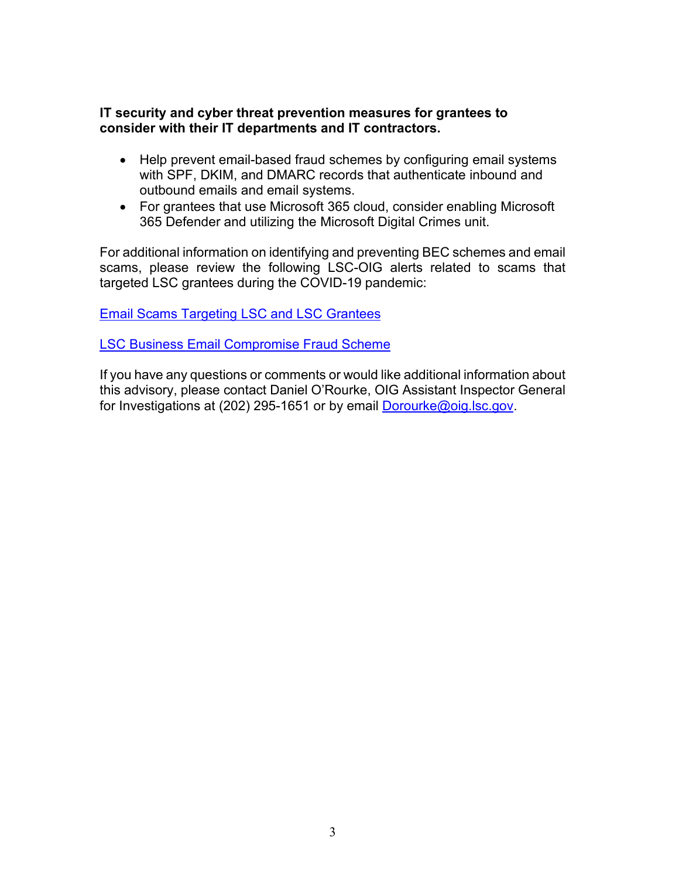**IT security and cyber threat prevention measures for grantees to consider with their IT departments and IT contractors.**

- Help prevent email-based fraud schemes by configuring email systems with SPF, DKIM, and DMARC records that authenticate inbound and outbound emails and email systems.
- For grantees that use Microsoft 365 cloud, consider enabling Microsoft 365 Defender and utilizing the Microsoft Digital Crimes unit.

For additional information on identifying and preventing BEC schemes and email scams, please review the following LSC-OIG alerts related to scams that targeted LSC grantees during the COVID-19 pandemic:

Email Scams Targeting LSC and LSC Grantees

LSC Business Email Compromise Fraud Scheme

If you have any questions or comments or would like additional information about this advisory, please contact Daniel O'Rourke, OIG Assistant Inspector General for Investigations at (202) 295-1651 or by email Dorourke@oig.lsc.gov.